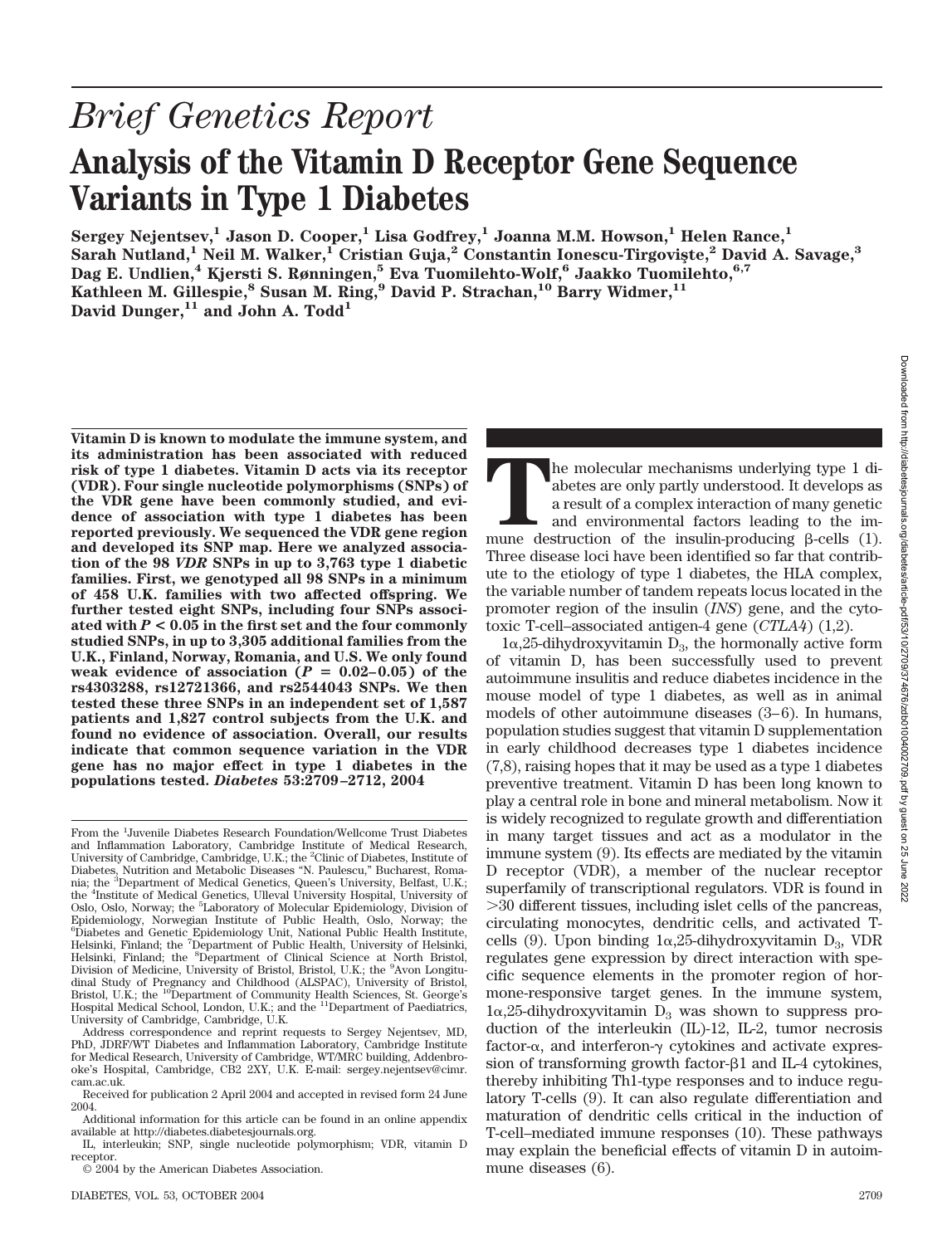*Brief Genetics Report*

# Analysis of the Vitamin D Receptor Gene Sequence Variants in Type 1 Diabetes

**Sergey Nejentsev,[1] Jason D. Cooper,[1] Lisa Godfrey,[1] Joanna M.M. Howson,[1] Helen Rance,[1] Sarah Nutland,[1] Neil M. Walker,[1] Cristian Guja,[2] Constantin Ionescu-Tirgoviște,[2] David A. Savage,[3] Dag E. Undlien,[4] Kjersti S. Rønningen,[5] Eva Tuomilehto-Wolf,[6] Jaakko Tuomilehto,[6,7] Kathleen M. Gillespie,[8] Susan M. Ring,[9] David P. Strachan,[10] Barry Widmer,[11] David Dunger,[11] and John A. Todd[1]**

**Vitamin D is known to modulate the immune system, and its administration has been associated with reduced risk of type 1 diabetes. Vitamin D acts via its receptor (VDR). Four single nucleotide polymorphisms (SNPs) of the VDR gene have been commonly studied, and evidence of association with type 1 diabetes has been reported previously. We sequenced the VDR gene region and developed its SNP map. Here we analyzed association of the 98 *VDR* SNPs in up to 3,763 type 1 diabetic families. First, we genotyped all 98 SNPs in a minimum of 458 U.K. families with two affected offspring. We further tested eight SNPs, including four SNPs associated with $P < 0.05$ in the first set and the four commonly studied SNPs, in up to 3,305 additional families from the U.K., Finland, Norway, Romania, and U.S. We only found weak evidence of association ($P = 0.02$–$0.05$) of the rs4303288, rs12721366, and rs2544043 SNPs. We then tested these three SNPs in an independent set of 1,587 patients and 1,827 control subjects from the U.K. and found no evidence of association. Overall, our results indicate that common sequence variation in the VDR gene has no major effect in type 1 diabetes in the populations tested. *Diabetes* 53:2709–2712, 2004**

From the [1]Juvenile Diabetes Research Foundation/Wellcome Trust Diabetes and Inflammation Laboratory, Cambridge Institute of Medical Research, University of Cambridge, Cambridge, U.K.; the [2]Clinic of Diabetes, Institute of Diabetes, Nutrition and Metabolic Diseases "N. Paulescu," Bucharest, Romania; the [3]Department of Medical Genetics, Queen's University, Belfast, U.K.; the [4]Institute of Medical Genetics, Ulleval University Hospital, University of Oslo, Oslo, Norway; the [5]Laboratory of Molecular Epidemiology, Division of Epidemiology, Norwegian Institute of Public Health, Oslo, Norway; the [6]Diabetes and Genetic Epidemiology Unit, National Public Health Institute, Helsinki, Finland; the [7]Department of Public Health, University of Helsinki, Helsinki, Finland; the [8]Department of Clinical Science at North Bristol, Division of Medicine, University of Bristol, Bristol, U.K.; the [9]Avon Longitudinal Study of Pregnancy and Childhood (ALSPAC), University of Bristol, Bristol, U.K.; the [10]Department of Community Health Sciences, St. George's Hospital Medical School, London, U.K.; and the [11]Department of Paediatrics, University of Cambridge, Cambridge, U.K.

Address correspondence and reprint requests to Sergey Nejentsev, MD, PhD, JDRF/WT Diabetes and Inflammation Laboratory, Cambridge Institute for Medical Research, University of Cambridge, WT/MRC building, Addenbrooke's Hospital, Cambridge, CB2 2XY, U.K. E-mail: sergey.nejentsev@cimr.cam.ac.uk.

Received for publication 2 April 2004 and accepted in revised form 24 June 2004.

Additional information for this article can be found in an online appendix available at http://diabetes.diabetesjournals.org.

IL, interleukin; SNP, single nucleotide polymorphism; VDR, vitamin D receptor.

© 2004 by the American Diabetes Association.

The molecular mechanisms underlying type 1 diabetes are only partly understood. It develops as a result of a complex interaction of many genetic and environmental factors leading to the immune destruction of the insulin-producing β-cells (1). Three disease loci have been identified so far that contribute to the etiology of type 1 diabetes, the HLA complex, the variable number of tandem repeats locus located in the promoter region of the insulin (*INS*) gene, and the cytotoxic T-cell–associated antigen-4 gene (*CTLA4*) (1,2).

1α,25-dihydroxyvitamin $D_3$, the hormonally active form of vitamin D, has been successfully used to prevent autoimmune insulitis and reduce diabetes incidence in the mouse model of type 1 diabetes, as well as in animal models of other autoimmune diseases (3–6). In humans, population studies suggest that vitamin D supplementation in early childhood decreases type 1 diabetes incidence (7,8), raising hopes that it may be used as a type 1 diabetes preventive treatment. Vitamin D has been long known to play a central role in bone and mineral metabolism. Now it is widely recognized to regulate growth and differentiation in many target tissues and act as a modulator in the immune system (9). Its effects are mediated by the vitamin D receptor (VDR), a member of the nuclear receptor superfamily of transcriptional regulators. VDR is found in >30 different tissues, including islet cells of the pancreas, circulating monocytes, dendritic cells, and activated T-cells (9). Upon binding 1α,25-dihydroxyvitamin $D_3$, VDR regulates gene expression by direct interaction with specific sequence elements in the promoter region of hormone-responsive target genes. In the immune system, 1α,25-dihydroxyvitamin $D_3$ was shown to suppress production of the interleukin (IL)-12, IL-2, tumor necrosis factor-α, and interferon-γ cytokines and activate expression of transforming growth factor-β1 and IL-4 cytokines, thereby inhibiting Th1-type responses and to induce regulatory T-cells (9). It can also regulate differentiation and maturation of dendritic cells critical in the induction of T-cell–mediated immune responses (10). These pathways may explain the beneficial effects of vitamin D in autoimmune diseases (6).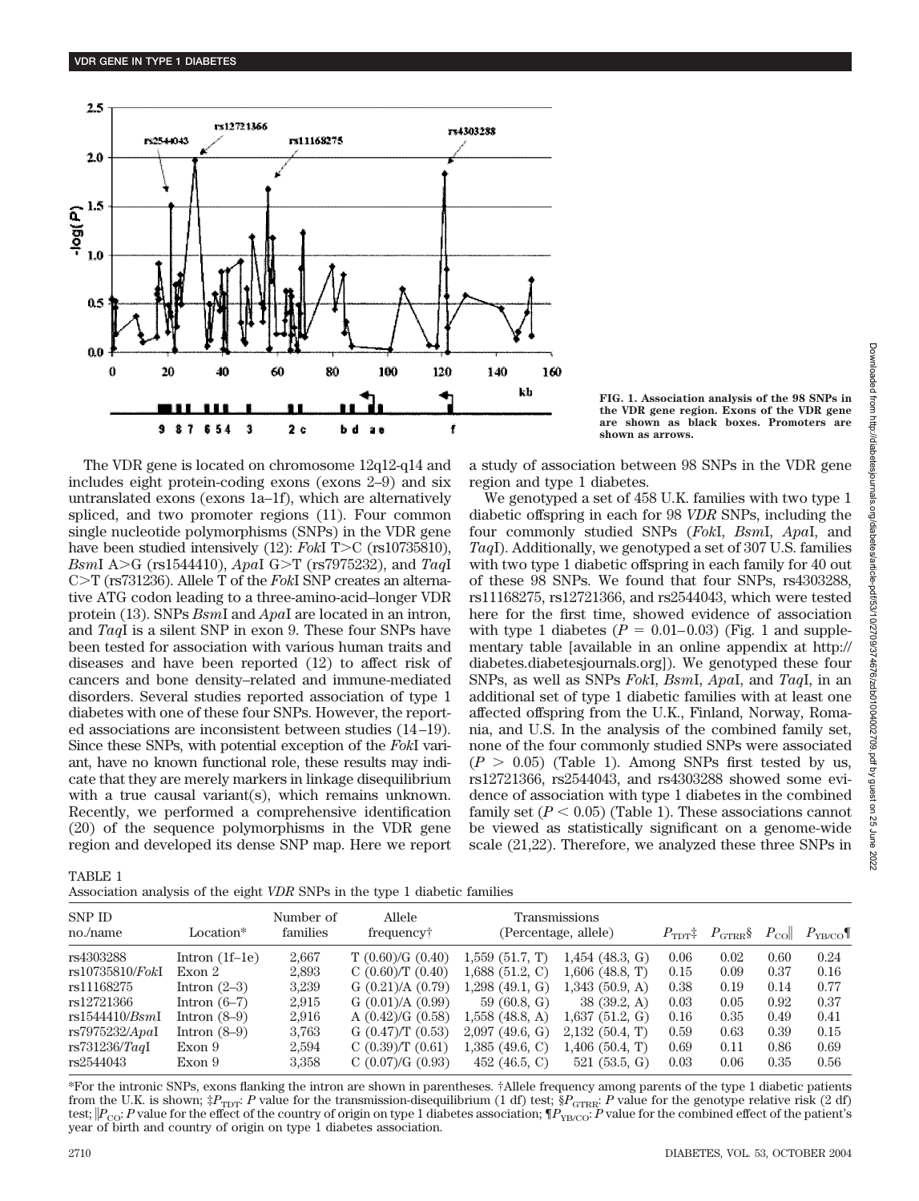FIG. 1. Association analysis of the 98 SNPs in the VDR gene region. Exons of the VDR gene are shown as black boxes. Promoters are shown as arrows.

The VDR gene is located on chromosome 12q12-q14 and includes eight protein-coding exons (exons 2–9) and six untranslated exons (exons 1a–1f), which are alternatively spliced, and two promoter regions (11). Four common single nucleotide polymorphisms (SNPs) in the VDR gene have been studied intensively (12): *Fok*I T>C (rs10735810), *Bsm*I A>G (rs1544410), *Apa*I G>T (rs7975232), and *Taq*I C>T (rs731236). Allele T of the *Fok*I SNP creates an alternative ATG codon leading to a three-amino-acid–longer VDR protein (13). SNPs *Bsm*I and *Apa*I are located in an intron, and *Taq*I is a silent SNP in exon 9. These four SNPs have been tested for association with various human traits and diseases and have been reported (12) to affect risk of cancers and bone density–related and immune-mediated disorders. Several studies reported association of type 1 diabetes with one of these four SNPs. However, the reported associations are inconsistent between studies (14–19). Since these SNPs, with potential exception of the *Fok*I variant, have no known functional role, these results may indicate that they are merely markers in linkage disequilibrium with a true causal variant(s), which remains unknown. Recently, we performed a comprehensive identification (20) of the sequence polymorphisms in the VDR gene region and developed its dense SNP map. Here we report a study of association between 98 SNPs in the VDR gene region and type 1 diabetes.

We genotyped a set of 458 U.K. families with two type 1 diabetic offspring in each for 98 *VDR* SNPs, including the four commonly studied SNPs (*Fok*I, *Bsm*I, *Apa*I, and *Taq*I). Additionally, we genotyped a set of 307 U.S. families with two type 1 diabetic offspring in each family for 40 out of these 98 SNPs. We found that four SNPs, rs4303288, rs11168275, rs12721366, and rs2544043, which were tested here for the first time, showed evidence of association with type 1 diabetes ($P$ = 0.01–0.03) (Fig. 1 and supplementary table [available in an online appendix at http://diabetes.diabetesjournals.org]). We genotyped these four SNPs, as well as SNPs *Fok*I, *Bsm*I, *Apa*I, and *Taq*I, in an additional set of type 1 diabetic families with at least one affected offspring from the U.K., Finland, Norway, Romania, and U.S. In the analysis of the combined family set, none of the four commonly studied SNPs were associated ($P > 0.05$) (Table 1). Among SNPs first tested by us, rs12721366, rs2544043, and rs4303288 showed some evidence of association with type 1 diabetes in the combined family set ($P < 0.05$) (Table 1). These associations cannot be viewed as statistically significant on a genome-wide scale (21,22). Therefore, we analyzed these three SNPs in

TABLE 1
Association analysis of the eight *VDR* SNPs in the type 1 diabetic families

| SNP ID no./name | Location* | Number of families | Allele frequency† | Transmissions (Percentage, allele) | | $P_{TDT}$‡ | $P_{GTRR}$§ | $P_{CO}$‖ | $P_{YB/CO}$¶ |
|---|---|---|---|---|---|---|---|---|---|
| rs4303288 | Intron (1f–1e) | 2,667 | T (0.60)/G (0.40) | 1,559 (51.7, T) | 1,454 (48.3, G) | 0.06 | 0.02 | 0.60 | 0.24 |
| rs10735810/*Fok*I | Exon 2 | 2,893 | C (0.60)/T (0.40) | 1,688 (51.2, C) | 1,606 (48.8, T) | 0.15 | 0.09 | 0.37 | 0.16 |
| rs11168275 | Intron (2–3) | 3,239 | G (0.21)/A (0.79) | 1,298 (49.1, G) | 1,343 (50.9, A) | 0.38 | 0.19 | 0.14 | 0.77 |
| rs12721366 | Intron (6–7) | 2,915 | G (0.01)/A (0.99) | 59 (60.8, G) | 38 (39.2, A) | 0.03 | 0.05 | 0.92 | 0.37 |
| rs1544410/*Bsm*I | Intron (8–9) | 2,916 | A (0.42)/G (0.58) | 1,558 (48.8, A) | 1,637 (51.2, G) | 0.16 | 0.35 | 0.49 | 0.41 |
| rs7975232/*Apa*I | Intron (8–9) | 3,763 | G (0.47)/T (0.53) | 2,097 (49.6, G) | 2,132 (50.4, T) | 0.59 | 0.63 | 0.39 | 0.15 |
| rs731236/*Taq*I | Exon 9 | 2,594 | C (0.39)/T (0.61) | 1,385 (49.6, C) | 1,406 (50.4, T) | 0.69 | 0.11 | 0.86 | 0.69 |
| rs2544043 | Exon 9 | 3,358 | C (0.07)/G (0.93) | 452 (46.5, C) | 521 (53.5, G) | 0.03 | 0.06 | 0.35 | 0.56 |

*For the intronic SNPs, exons flanking the intron are shown in parentheses. †Allele frequency among parents of the type 1 diabetic patients from the U.K. is shown; ‡$P_{TDT}$: $P$ value for the transmission-disequilibrium (1 df) test; §$P_{GTRR}$: $P$ value for the genotype relative risk (2 df) test; ‖$P_{CO}$: $P$ value for the effect of the country of origin on type 1 diabetes association; ¶$P_{YB/CO}$: $P$ value for the combined effect of the patient's year of birth and country of origin on type 1 diabetes association.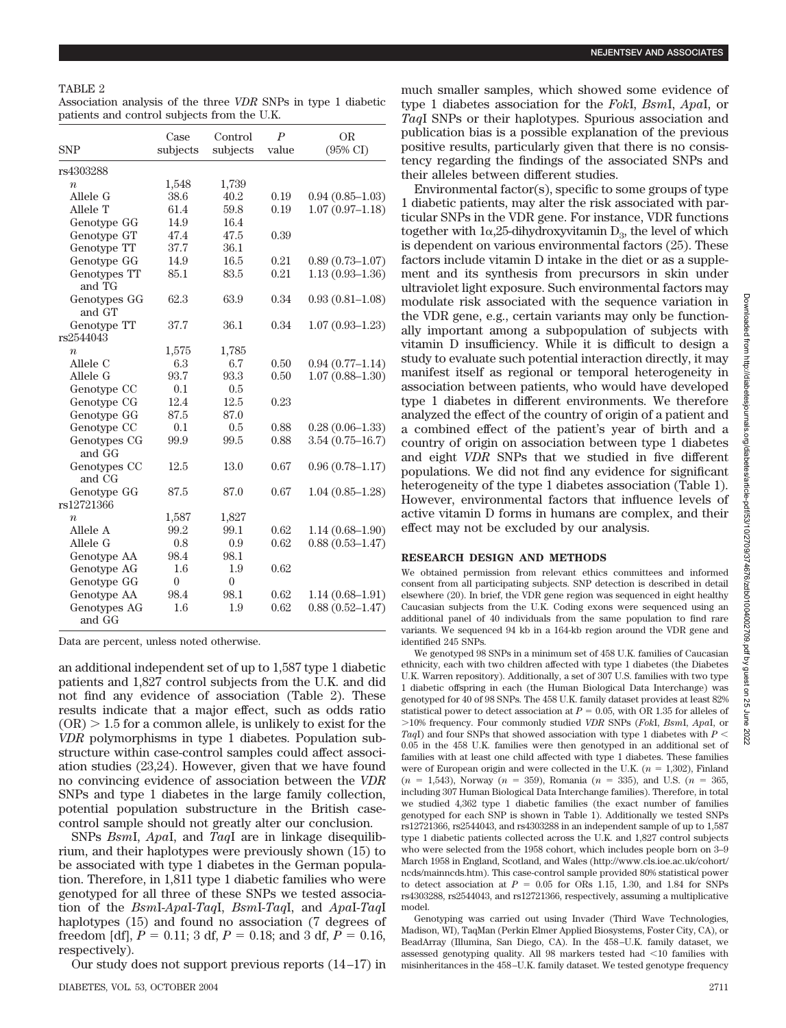TABLE 2

Association analysis of the three *VDR* SNPs in type 1 diabetic patients and control subjects from the U.K.

| SNP | Case subjects | Control subjects | *P* value | OR (95% CI) |
|---|---|---|---|---|
| rs4303288 | | | | |
| *n* | 1,548 | 1,739 | | |
| Allele G | 38.6 | 40.2 | 0.19 | 0.94 (0.85–1.03) |
| Allele T | 61.4 | 59.8 | 0.19 | 1.07 (0.97–1.18) |
| Genotype GG | 14.9 | 16.4 | | |
| Genotype GT | 47.4 | 47.5 | 0.39 | |
| Genotype TT | 37.7 | 36.1 | | |
| Genotype GG | 14.9 | 16.5 | 0.21 | 0.89 (0.73–1.07) |
| Genotypes TT and TG | 85.1 | 83.5 | 0.21 | 1.13 (0.93–1.36) |
| Genotypes GG and GT | 62.3 | 63.9 | 0.34 | 0.93 (0.81–1.08) |
| Genotype TT | 37.7 | 36.1 | 0.34 | 1.07 (0.93–1.23) |
| rs2544043 | | | | |
| *n* | 1,575 | 1,785 | | |
| Allele C | 6.3 | 6.7 | 0.50 | 0.94 (0.77–1.14) |
| Allele G | 93.7 | 93.3 | 0.50 | 1.07 (0.88–1.30) |
| Genotype CC | 0.1 | 0.5 | | |
| Genotype CG | 12.4 | 12.5 | 0.23 | |
| Genotype GG | 87.5 | 87.0 | | |
| Genotype CC | 0.1 | 0.5 | 0.88 | 0.28 (0.06–1.33) |
| Genotypes CG and GG | 99.9 | 99.5 | 0.88 | 3.54 (0.75–16.7) |
| Genotypes CC and CG | 12.5 | 13.0 | 0.67 | 0.96 (0.78–1.17) |
| Genotype GG | 87.5 | 87.0 | 0.67 | 1.04 (0.85–1.28) |
| rs12721366 | | | | |
| *n* | 1,587 | 1,827 | | |
| Allele A | 99.2 | 99.1 | 0.62 | 1.14 (0.68–1.90) |
| Allele G | 0.8 | 0.9 | 0.62 | 0.88 (0.53–1.47) |
| Genotype AA | 98.4 | 98.1 | | |
| Genotype AG | 1.6 | 1.9 | 0.62 | |
| Genotype GG | 0 | 0 | | |
| Genotype AA | 98.4 | 98.1 | 0.62 | 1.14 (0.68–1.91) |
| Genotypes AG and GG | 1.6 | 1.9 | 0.62 | 0.88 (0.52–1.47) |

Data are percent, unless noted otherwise.

an additional independent set of up to 1,587 type 1 diabetic patients and 1,827 control subjects from the U.K. and did not find any evidence of association (Table 2). These results indicate that a major effect, such as odds ratio (OR) > 1.5 for a common allele, is unlikely to exist for the *VDR* polymorphisms in type 1 diabetes. Population substructure within case-control samples could affect association studies (23,24). However, given that we have found no convincing evidence of association between the *VDR* SNPs and type 1 diabetes in the large family collection, potential population substructure in the British case-control sample should not greatly alter our conclusion.

SNPs *Bsm*I, *Apa*I, and *Taq*I are in linkage disequilibrium, and their haplotypes were previously shown (15) to be associated with type 1 diabetes in the German population. Therefore, in 1,811 type 1 diabetic families who were genotyped for all three of these SNPs we tested association of the *Bsm*I-*Apa*I-*Taq*I, *Bsm*I-*Taq*I, and *Apa*I-*Taq*I haplotypes (15) and found no association (7 degrees of freedom [df], $P = 0.11$; 3 df, $P = 0.18$; and 3 df, $P = 0.16$, respectively).

Our study does not support previous reports (14–17) in much smaller samples, which showed some evidence of type 1 diabetes association for the *Fok*I, *Bsm*I, *Apa*I, or *Taq*I SNPs or their haplotypes. Spurious association and publication bias is a possible explanation of the previous positive results, particularly given that there is no consistency regarding the findings of the associated SNPs and their alleles between different studies.

Environmental factor(s), specific to some groups of type 1 diabetic patients, may alter the risk associated with particular SNPs in the VDR gene. For instance, VDR functions together with 1α,25-dihydroxyvitamin $D_3$, the level of which is dependent on various environmental factors (25). These factors include vitamin D intake in the diet or as a supplement and its synthesis from precursors in skin under ultraviolet light exposure. Such environmental factors may modulate risk associated with the sequence variation in the VDR gene, e.g., certain variants may only be functionally important among a subpopulation of subjects with vitamin D insufficiency. While it is difficult to design a study to evaluate such potential interaction directly, it may manifest itself as regional or temporal heterogeneity in association between patients, who would have developed type 1 diabetes in different environments. We therefore analyzed the effect of the country of origin of a patient and a combined effect of the patient's year of birth and a country of origin on association between type 1 diabetes and eight *VDR* SNPs that we studied in five different populations. We did not find any evidence for significant heterogeneity of the type 1 diabetes association (Table 1). However, environmental factors that influence levels of active vitamin D forms in humans are complex, and their effect may not be excluded by our analysis.

## RESEARCH DESIGN AND METHODS

We obtained permission from relevant ethics committees and informed consent from all participating subjects. SNP detection is described in detail elsewhere (20). In brief, the VDR gene region was sequenced in eight healthy Caucasian subjects from the U.K. Coding exons were sequenced using an additional panel of 40 individuals from the same population to find rare variants. We sequenced 94 kb in a 164-kb region around the VDR gene and identified 245 SNPs.

We genotyped 98 SNPs in a minimum set of 458 U.K. families of Caucasian ethnicity, each with two children affected with type 1 diabetes (the Diabetes U.K. Warren repository). Additionally, a set of 307 U.S. families with two type 1 diabetic offspring in each (the Human Biological Data Interchange) was genotyped for 40 of 98 SNPs. The 458 U.K. family dataset provides at least 82% statistical power to detect association at $P = 0.05$, with OR 1.35 for alleles of >10% frequency. Four commonly studied *VDR* SNPs (*Fok*I, *Bsm*I, *Apa*I, or *Taq*I) and four SNPs that showed association with type 1 diabetes with $P < 0.05$ in the 458 U.K. families were then genotyped in an additional set of families with at least one child affected with type 1 diabetes. These families were of European origin and were collected in the U.K. ($n = 1,302$), Finland ($n = 1,543$), Norway ($n = 359$), Romania ($n = 335$), and U.S. ($n = 365$, including 307 Human Biological Data Interchange families). Therefore, in total we studied 4,362 type 1 diabetic families (the exact number of families genotyped for each SNP is shown in Table 1). Additionally we tested SNPs rs12721366, rs2544043, and rs4303288 in an independent sample of up to 1,587 type 1 diabetic patients collected across the U.K. and 1,827 control subjects who were selected from the 1958 cohort, which includes people born on 3–9 March 1958 in England, Scotland, and Wales (http://www.cls.ioe.ac.uk/cohort/ncds/mainncds.htm). This case-control sample provided 80% statistical power to detect association at $P = 0.05$ for ORs 1.15, 1.30, and 1.84 for SNPs rs4303288, rs2544043, and rs12721366, respectively, assuming a multiplicative model.

Genotyping was carried out using Invader (Third Wave Technologies, Madison, WI), TaqMan (Perkin Elmer Applied Biosystems, Foster City, CA), or BeadArray (Illumina, San Diego, CA). In the 458–U.K. family dataset, we assessed genotyping quality. All 98 markers tested had <10 families with misinheritances in the 458–U.K. family dataset. We tested genotype frequency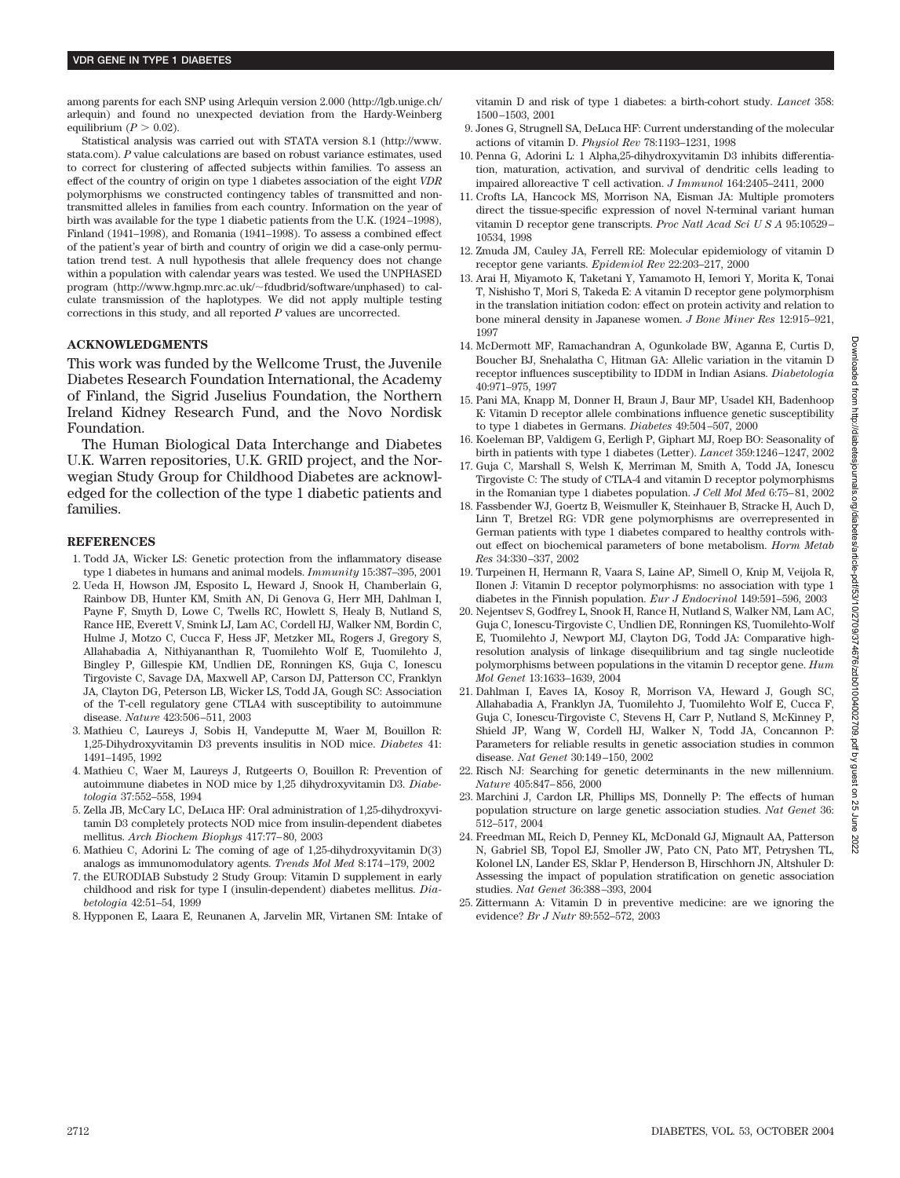among parents for each SNP using Arlequin version 2.000 (http://lgb.unige.ch/arlequin) and found no unexpected deviation from the Hardy-Weinberg equilibrium ($P > 0.02$).

Statistical analysis was carried out with STATA version 8.1 (http://www.stata.com). *P* value calculations are based on robust variance estimates, used to correct for clustering of affected subjects within families. To assess an effect of the country of origin on type 1 diabetes association of the eight *VDR* polymorphisms we constructed contingency tables of transmitted and nontransmitted alleles in families from each country. Information on the year of birth was available for the type 1 diabetic patients from the U.K. (1924–1998), Finland (1941–1998), and Romania (1941–1998). To assess a combined effect of the patient's year of birth and country of origin we did a case-only permutation trend test. A null hypothesis that allele frequency does not change within a population with calendar years was tested. We used the UNPHASED program (http://www.hgmp.mrc.ac.uk/~fdudbrid/software/unphased) to calculate transmission of the haplotypes. We did not apply multiple testing corrections in this study, and all reported *P* values are uncorrected.

## ACKNOWLEDGMENTS

This work was funded by the Wellcome Trust, the Juvenile Diabetes Research Foundation International, the Academy of Finland, the Sigrid Juselius Foundation, the Northern Ireland Kidney Research Fund, and the Novo Nordisk Foundation.

The Human Biological Data Interchange and Diabetes U.K. Warren repositories, U.K. GRID project, and the Norwegian Study Group for Childhood Diabetes are acknowledged for the collection of the type 1 diabetic patients and families.

## REFERENCES

1. Todd JA, Wicker LS: Genetic protection from the inflammatory disease type 1 diabetes in humans and animal models. *Immunity* 15:387–395, 2001
2. Ueda H, Howson JM, Esposito L, Heward J, Snook H, Chamberlain G, Rainbow DB, Hunter KM, Smith AN, Di Genova G, Herr MH, Dahlman I, Payne F, Smyth D, Lowe C, Twells RC, Howlett S, Healy B, Nutland S, Rance HE, Everett V, Smink LJ, Lam AC, Cordell HJ, Walker NM, Bordin C, Hulme J, Motzo C, Cucca F, Hess JF, Metzker ML, Rogers J, Gregory S, Allahabadia A, Nithiyananthan R, Tuomilehto Wolf E, Tuomilehto J, Bingley P, Gillespie KM, Undlien DE, Ronningen KS, Guja C, Ionescu Tirgoviste C, Savage DA, Maxwell AP, Carson DJ, Patterson CC, Franklyn JA, Clayton DG, Peterson LB, Wicker LS, Todd JA, Gough SC: Association of the T-cell regulatory gene CTLA4 with susceptibility to autoimmune disease. *Nature* 423:506–511, 2003
3. Mathieu C, Laureys J, Sobis H, Vandeputte M, Waer M, Bouillon R: 1,25-Dihydroxyvitamin D3 prevents insulitis in NOD mice. *Diabetes* 41:1491–1495, 1992
4. Mathieu C, Waer M, Laureys J, Rutgeerts O, Bouillon R: Prevention of autoimmune diabetes in NOD mice by 1,25 dihydroxyvitamin D3. *Diabetologia* 37:552–558, 1994
5. Zella JB, McCary LC, DeLuca HF: Oral administration of 1,25-dihydroxyvitamin D3 completely protects NOD mice from insulin-dependent diabetes mellitus. *Arch Biochem Biophys* 417:77–80, 2003
6. Mathieu C, Adorini L: The coming of age of 1,25-dihydroxyvitamin D(3) analogs as immunomodulatory agents. *Trends Mol Med* 8:174–179, 2002
7. the EURODIAB Substudy 2 Study Group: Vitamin D supplement in early childhood and risk for type I (insulin-dependent) diabetes mellitus. *Diabetologia* 42:51–54, 1999
8. Hypponen E, Laara E, Reunanen A, Jarvelin MR, Virtanen SM: Intake of vitamin D and risk of type 1 diabetes: a birth-cohort study. *Lancet* 358:1500–1503, 2001
9. Jones G, Strugnell SA, DeLuca HF: Current understanding of the molecular actions of vitamin D. *Physiol Rev* 78:1193–1231, 1998
10. Penna G, Adorini L: 1 Alpha,25-dihydroxyvitamin D3 inhibits differentiation, maturation, activation, and survival of dendritic cells leading to impaired alloreactive T cell activation. *J Immunol* 164:2405–2411, 2000
11. Crofts LA, Hancock MS, Morrison NA, Eisman JA: Multiple promoters direct the tissue-specific expression of novel N-terminal variant human vitamin D receptor gene transcripts. *Proc Natl Acad Sci U S A* 95:10529–10534, 1998
12. Zmuda JM, Cauley JA, Ferrell RE: Molecular epidemiology of vitamin D receptor gene variants. *Epidemiol Rev* 22:203–217, 2000
13. Arai H, Miyamoto K, Taketani Y, Yamamoto H, Iemori Y, Morita K, Tonai T, Nishisho T, Mori S, Takeda E: A vitamin D receptor gene polymorphism in the translation initiation codon: effect on protein activity and relation to bone mineral density in Japanese women. *J Bone Miner Res* 12:915–921, 1997
14. McDermott MF, Ramachandran A, Ogunkolade BW, Aganna E, Curtis D, Boucher BJ, Snehalatha C, Hitman GA: Allelic variation in the vitamin D receptor influences susceptibility to IDDM in Indian Asians. *Diabetologia* 40:971–975, 1997
15. Pani MA, Knapp M, Donner H, Braun J, Baur MP, Usadel KH, Badenhoop K: Vitamin D receptor allele combinations influence genetic susceptibility to type 1 diabetes in Germans. *Diabetes* 49:504–507, 2000
16. Koeleman BP, Valdigem G, Eerligh P, Giphart MJ, Roep BO: Seasonality of birth in patients with type 1 diabetes (Letter). *Lancet* 359:1246–1247, 2002
17. Guja C, Marshall S, Welsh K, Merriman M, Smith A, Todd JA, Ionescu Tirgoviste C: The study of CTLA-4 and vitamin D receptor polymorphisms in the Romanian type 1 diabetes population. *J Cell Mol Med* 6:75–81, 2002
18. Fassbender WJ, Goertz B, Weismuller K, Steinhauer B, Stracke H, Auch D, Linn T, Bretzel RG: VDR gene polymorphisms are overrepresented in German patients with type 1 diabetes compared to healthy controls without effect on biochemical parameters of bone metabolism. *Horm Metab Res* 34:330–337, 2002
19. Turpeinen H, Hermann R, Vaara S, Laine AP, Simell O, Knip M, Veijola R, Ilonen J: Vitamin D receptor polymorphisms: no association with type 1 diabetes in the Finnish population. *Eur J Endocrinol* 149:591–596, 2003
20. Nejentsev S, Godfrey L, Snook H, Rance H, Nutland S, Walker NM, Lam AC, Guja C, Ionescu-Tirgoviste C, Undlien DE, Ronningen KS, Tuomilehto-Wolf E, Tuomilehto J, Newport MJ, Clayton DG, Todd JA: Comparative high-resolution analysis of linkage disequilibrium and tag single nucleotide polymorphisms between populations in the vitamin D receptor gene. *Hum Mol Genet* 13:1633–1639, 2004
21. Dahlman I, Eaves IA, Kosoy R, Morrison VA, Heward J, Gough SC, Allahabadia A, Franklyn JA, Tuomilehto J, Tuomilehto Wolf E, Cucca F, Guja C, Ionescu-Tirgoviste C, Stevens H, Carr P, Nutland S, McKinney P, Shield JP, Wang W, Cordell HJ, Walker N, Todd JA, Concannon P: Parameters for reliable results in genetic association studies in common disease. *Nat Genet* 30:149–150, 2002
22. Risch NJ: Searching for genetic determinants in the new millennium. *Nature* 405:847–856, 2000
23. Marchini J, Cardon LR, Phillips MS, Donnelly P: The effects of human population structure on large genetic association studies. *Nat Genet* 36:512–517, 2004
24. Freedman ML, Reich D, Penney KL, McDonald GJ, Mignault AA, Patterson N, Gabriel SB, Topol EJ, Smoller JW, Pato CN, Pato MT, Petryshen TL, Kolonel LN, Lander ES, Sklar P, Henderson B, Hirschhorn JN, Altshuler D: Assessing the impact of population stratification on genetic association studies. *Nat Genet* 36:388–393, 2004
25. Zittermann A: Vitamin D in preventive medicine: are we ignoring the evidence? *Br J Nutr* 89:552–572, 2003